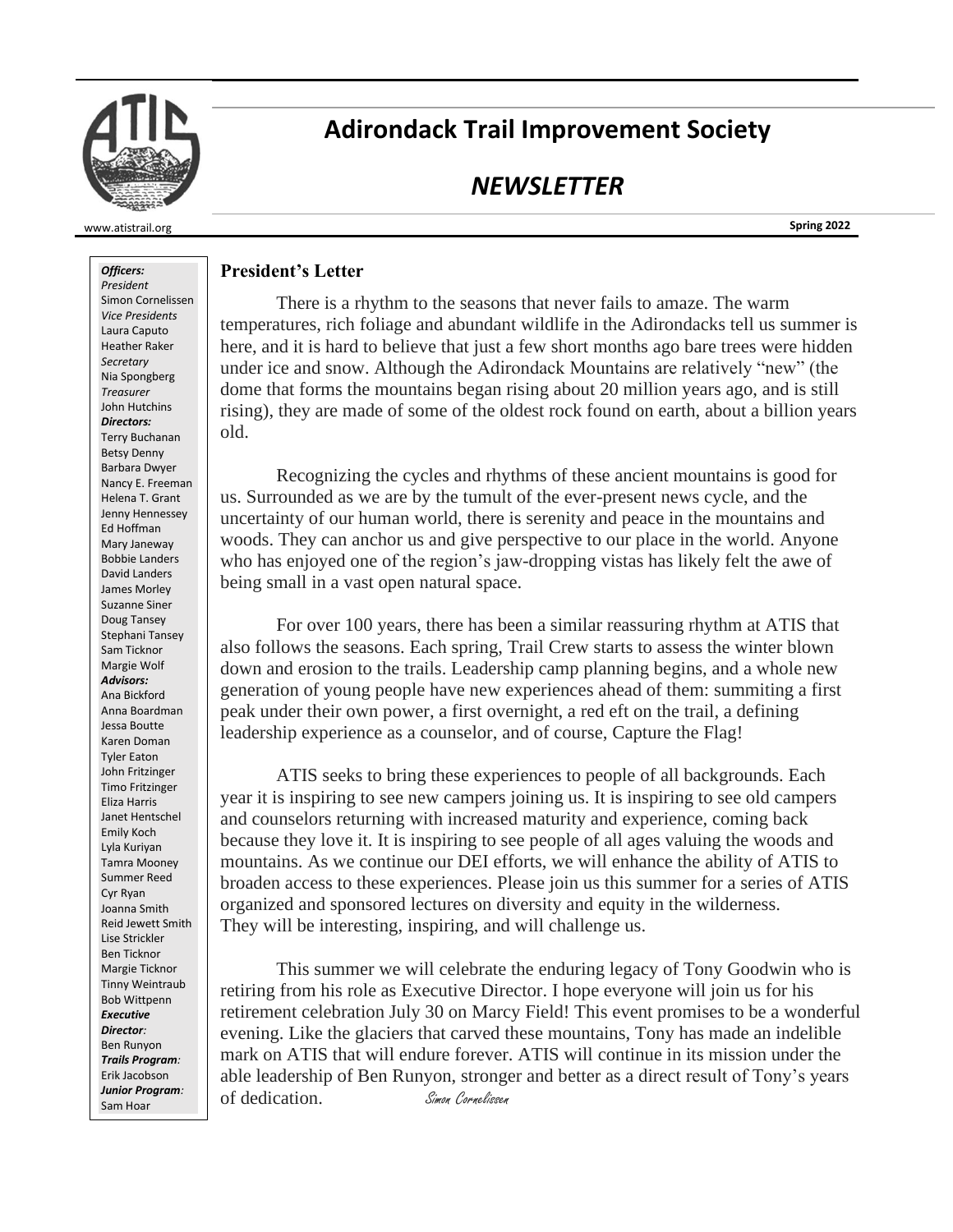# Adirondack Trail Improvement Society

## *NEWSLETTER*

www.atistrail.org

**Spring 2022**

***Officers:***
*President*
Simon Cornelissen
*Vice Presidents*
Laura Caputo
Heather Raker
*Secretary*
Nia Spongberg
*Treasurer*
John Hutchins
***Directors:***
Terry Buchanan
Betsy Denny
Barbara Dwyer
Nancy E. Freeman
Helena T. Grant
Jenny Hennessey
Ed Hoffman
Mary Janeway
Bobbie Landers
David Landers
James Morley
Suzanne Siner
Doug Tansey
Stephani Tansey
Sam Ticknor
Margie Wolf
***Advisors:***
Ana Bickford
Anna Boardman
Jessa Boutte
Karen Doman
Tyler Eaton
John Fritzinger
Timo Fritzinger
Eliza Harris
Janet Hentschel
Emily Koch
Lyla Kuriyan
Tamra Mooney
Summer Reed
Cyr Ryan
Joanna Smith
Reid Jewett Smith
Lise Strickler
Ben Ticknor
Margie Ticknor
Tinny Weintraub
Bob Wittpenn
***Executive Director:***
Ben Runyon
***Trails Program:***
Erik Jacobson
***Junior Program:***
Sam Hoar

### President's Letter

There is a rhythm to the seasons that never fails to amaze. The warm temperatures, rich foliage and abundant wildlife in the Adirondacks tell us summer is here, and it is hard to believe that just a few short months ago bare trees were hidden under ice and snow. Although the Adirondack Mountains are relatively "new" (the dome that forms the mountains began rising about 20 million years ago, and is still rising), they are made of some of the oldest rock found on earth, about a billion years old.

Recognizing the cycles and rhythms of these ancient mountains is good for us. Surrounded as we are by the tumult of the ever-present news cycle, and the uncertainty of our human world, there is serenity and peace in the mountains and woods. They can anchor us and give perspective to our place in the world. Anyone who has enjoyed one of the region's jaw-dropping vistas has likely felt the awe of being small in a vast open natural space.

For over 100 years, there has been a similar reassuring rhythm at ATIS that also follows the seasons. Each spring, Trail Crew starts to assess the winter blown down and erosion to the trails. Leadership camp planning begins, and a whole new generation of young people have new experiences ahead of them: summiting a first peak under their own power, a first overnight, a red eft on the trail, a defining leadership experience as a counselor, and of course, Capture the Flag!

ATIS seeks to bring these experiences to people of all backgrounds. Each year it is inspiring to see new campers joining us. It is inspiring to see old campers and counselors returning with increased maturity and experience, coming back because they love it. It is inspiring to see people of all ages valuing the woods and mountains. As we continue our DEI efforts, we will enhance the ability of ATIS to broaden access to these experiences. Please join us this summer for a series of ATIS organized and sponsored lectures on diversity and equity in the wilderness. They will be interesting, inspiring, and will challenge us.

This summer we will celebrate the enduring legacy of Tony Goodwin who is retiring from his role as Executive Director. I hope everyone will join us for his retirement celebration July 30 on Marcy Field! This event promises to be a wonderful evening. Like the glaciers that carved these mountains, Tony has made an indelible mark on ATIS that will endure forever. ATIS will continue in its mission under the able leadership of Ben Runyon, stronger and better as a direct result of Tony's years of dedication.

*Simon Cornelissen*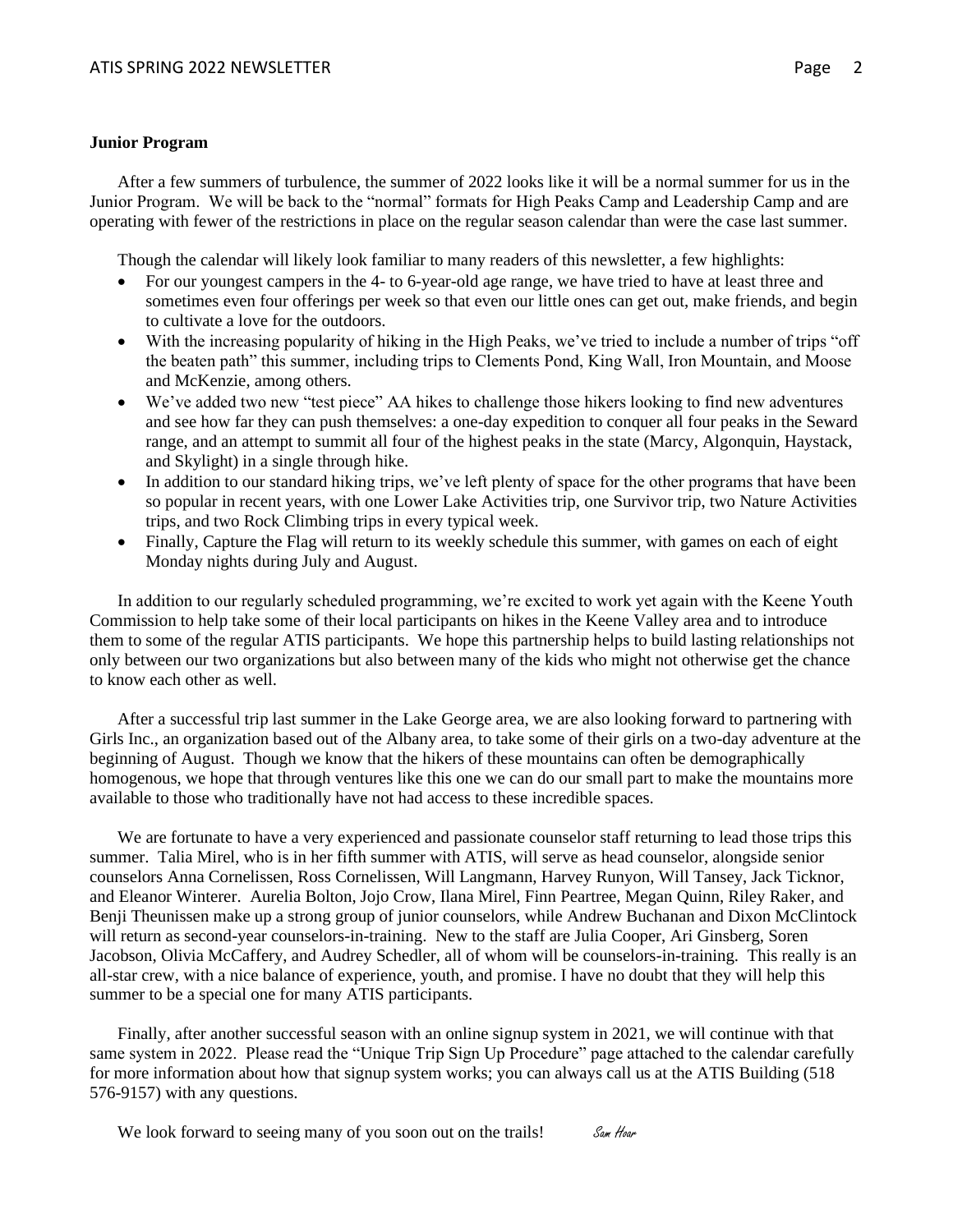**Junior Program**

After a few summers of turbulence, the summer of 2022 looks like it will be a normal summer for us in the Junior Program. We will be back to the "normal" formats for High Peaks Camp and Leadership Camp and are operating with fewer of the restrictions in place on the regular season calendar than were the case last summer.

Though the calendar will likely look familiar to many readers of this newsletter, a few highlights:

- For our youngest campers in the 4- to 6-year-old age range, we have tried to have at least three and sometimes even four offerings per week so that even our little ones can get out, make friends, and begin to cultivate a love for the outdoors.
- With the increasing popularity of hiking in the High Peaks, we've tried to include a number of trips "off the beaten path" this summer, including trips to Clements Pond, King Wall, Iron Mountain, and Moose and McKenzie, among others.
- We've added two new "test piece" AA hikes to challenge those hikers looking to find new adventures and see how far they can push themselves: a one-day expedition to conquer all four peaks in the Seward range, and an attempt to summit all four of the highest peaks in the state (Marcy, Algonquin, Haystack, and Skylight) in a single through hike.
- In addition to our standard hiking trips, we've left plenty of space for the other programs that have been so popular in recent years, with one Lower Lake Activities trip, one Survivor trip, two Nature Activities trips, and two Rock Climbing trips in every typical week.
- Finally, Capture the Flag will return to its weekly schedule this summer, with games on each of eight Monday nights during July and August.

In addition to our regularly scheduled programming, we're excited to work yet again with the Keene Youth Commission to help take some of their local participants on hikes in the Keene Valley area and to introduce them to some of the regular ATIS participants. We hope this partnership helps to build lasting relationships not only between our two organizations but also between many of the kids who might not otherwise get the chance to know each other as well.

After a successful trip last summer in the Lake George area, we are also looking forward to partnering with Girls Inc., an organization based out of the Albany area, to take some of their girls on a two-day adventure at the beginning of August. Though we know that the hikers of these mountains can often be demographically homogenous, we hope that through ventures like this one we can do our small part to make the mountains more available to those who traditionally have not had access to these incredible spaces.

We are fortunate to have a very experienced and passionate counselor staff returning to lead those trips this summer. Talia Mirel, who is in her fifth summer with ATIS, will serve as head counselor, alongside senior counselors Anna Cornelissen, Ross Cornelissen, Will Langmann, Harvey Runyon, Will Tansey, Jack Ticknor, and Eleanor Winterer. Aurelia Bolton, Jojo Crow, Ilana Mirel, Finn Peartree, Megan Quinn, Riley Raker, and Benji Theunissen make up a strong group of junior counselors, while Andrew Buchanan and Dixon McClintock will return as second-year counselors-in-training. New to the staff are Julia Cooper, Ari Ginsberg, Soren Jacobson, Olivia McCaffery, and Audrey Schedler, all of whom will be counselors-in-training. This really is an all-star crew, with a nice balance of experience, youth, and promise. I have no doubt that they will help this summer to be a special one for many ATIS participants.

Finally, after another successful season with an online signup system in 2021, we will continue with that same system in 2022. Please read the "Unique Trip Sign Up Procedure" page attached to the calendar carefully for more information about how that signup system works; you can always call us at the ATIS Building (518 576-9157) with any questions.

We look forward to seeing many of you soon out on the trails! *Sam Hoar*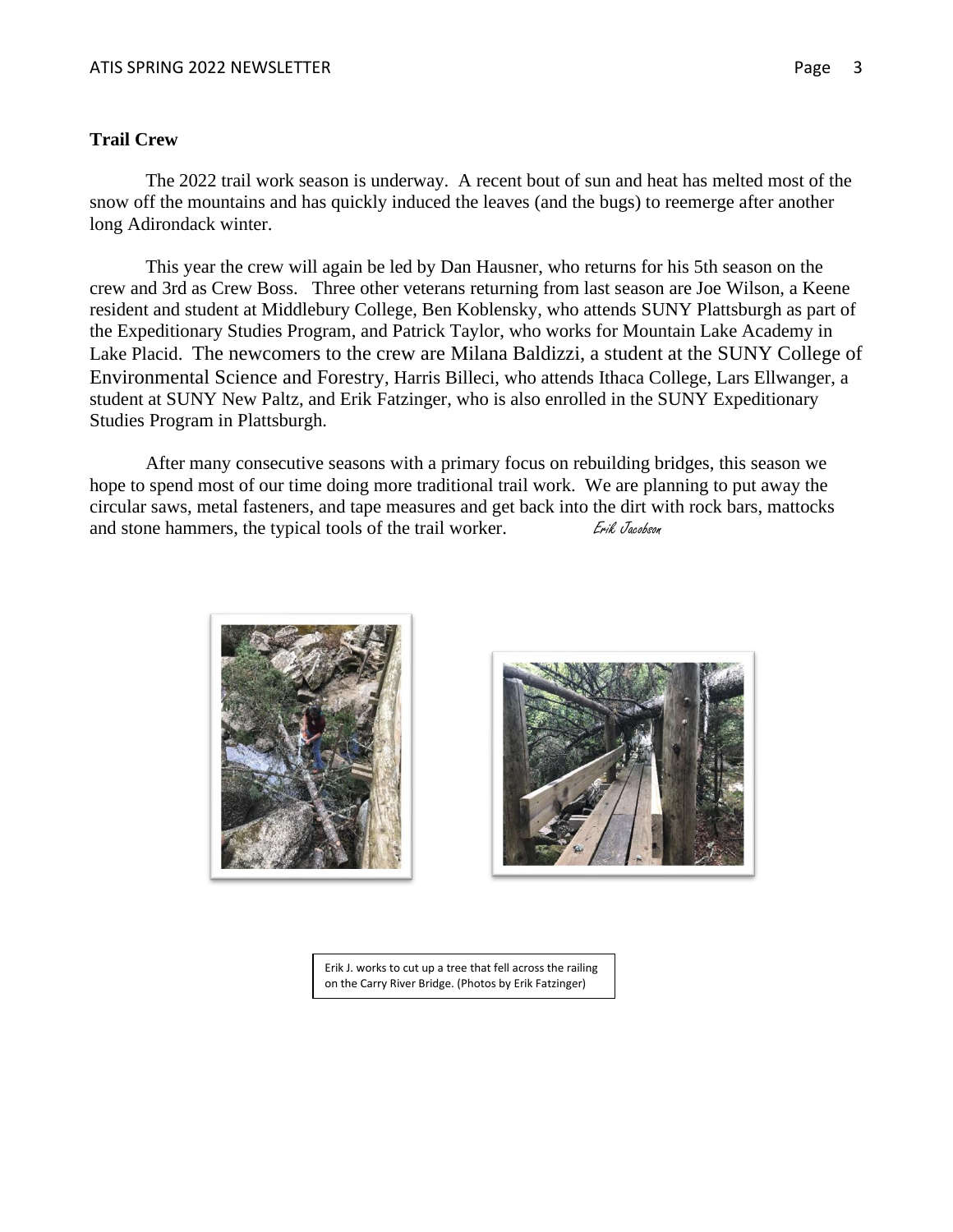## Trail Crew

The 2022 trail work season is underway. A recent bout of sun and heat has melted most of the snow off the mountains and has quickly induced the leaves (and the bugs) to reemerge after another long Adirondack winter.

This year the crew will again be led by Dan Hausner, who returns for his 5th season on the crew and 3rd as Crew Boss. Three other veterans returning from last season are Joe Wilson, a Keene resident and student at Middlebury College, Ben Koblensky, who attends SUNY Plattsburgh as part of the Expeditionary Studies Program, and Patrick Taylor, who works for Mountain Lake Academy in Lake Placid. The newcomers to the crew are Milana Baldizzi, a student at the SUNY College of Environmental Science and Forestry, Harris Billeci, who attends Ithaca College, Lars Ellwanger, a student at SUNY New Paltz, and Erik Fatzinger, who is also enrolled in the SUNY Expeditionary Studies Program in Plattsburgh.

After many consecutive seasons with a primary focus on rebuilding bridges, this season we hope to spend most of our time doing more traditional trail work. We are planning to put away the circular saws, metal fasteners, and tape measures and get back into the dirt with rock bars, mattocks and stone hammers, the typical tools of the trail worker.

*Erik Jacobson*

Erik J. works to cut up a tree that fell across the railing on the Carry River Bridge. (Photos by Erik Fatzinger)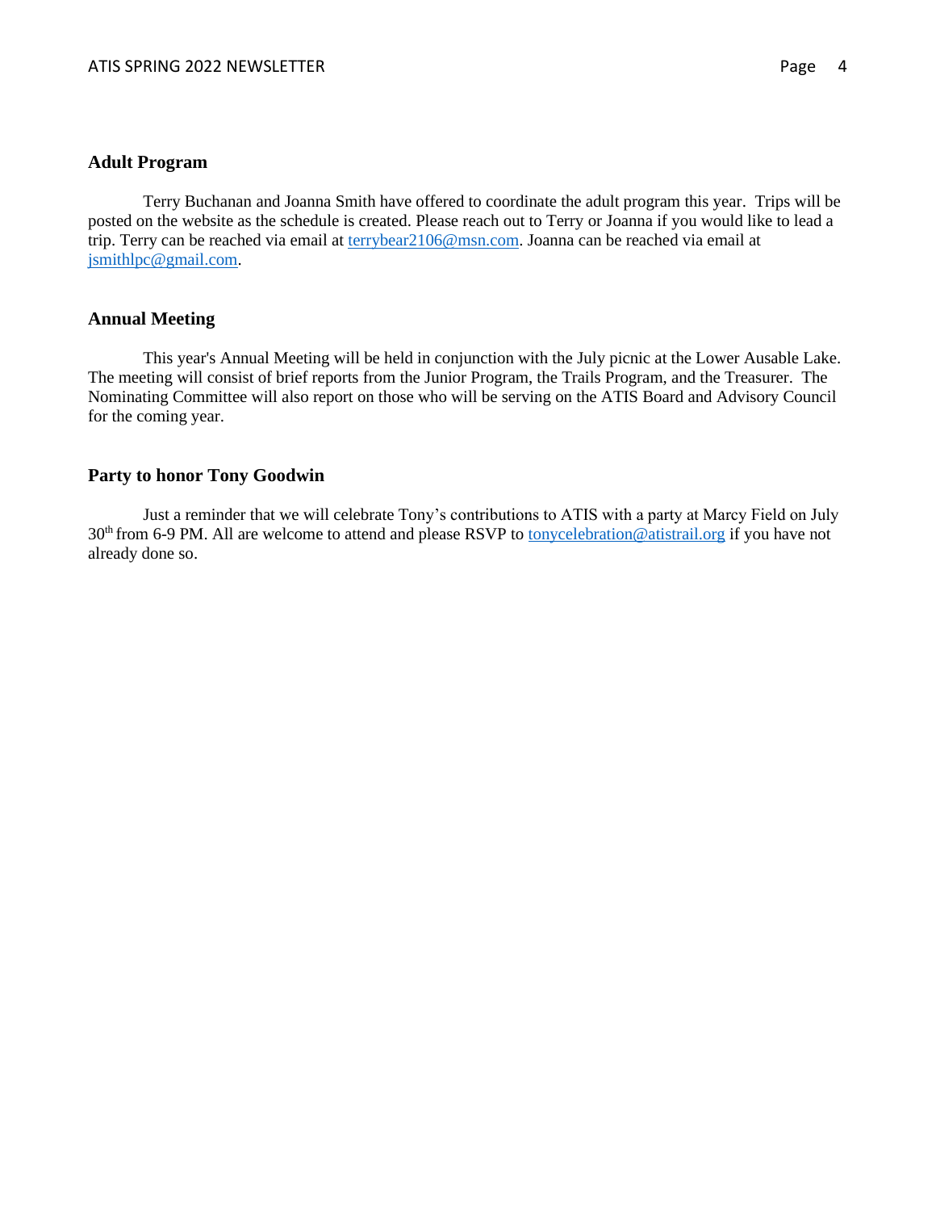### Adult Program

Terry Buchanan and Joanna Smith have offered to coordinate the adult program this year. Trips will be posted on the website as the schedule is created. Please reach out to Terry or Joanna if you would like to lead a trip. Terry can be reached via email at terrybear2106@msn.com. Joanna can be reached via email at jsmithlpc@gmail.com.

### Annual Meeting

This year's Annual Meeting will be held in conjunction with the July picnic at the Lower Ausable Lake. The meeting will consist of brief reports from the Junior Program, the Trails Program, and the Treasurer. The Nominating Committee will also report on those who will be serving on the ATIS Board and Advisory Council for the coming year.

### Party to honor Tony Goodwin

Just a reminder that we will celebrate Tony's contributions to ATIS with a party at Marcy Field on July 30th from 6-9 PM. All are welcome to attend and please RSVP to tonycelebration@atistrail.org if you have not already done so.